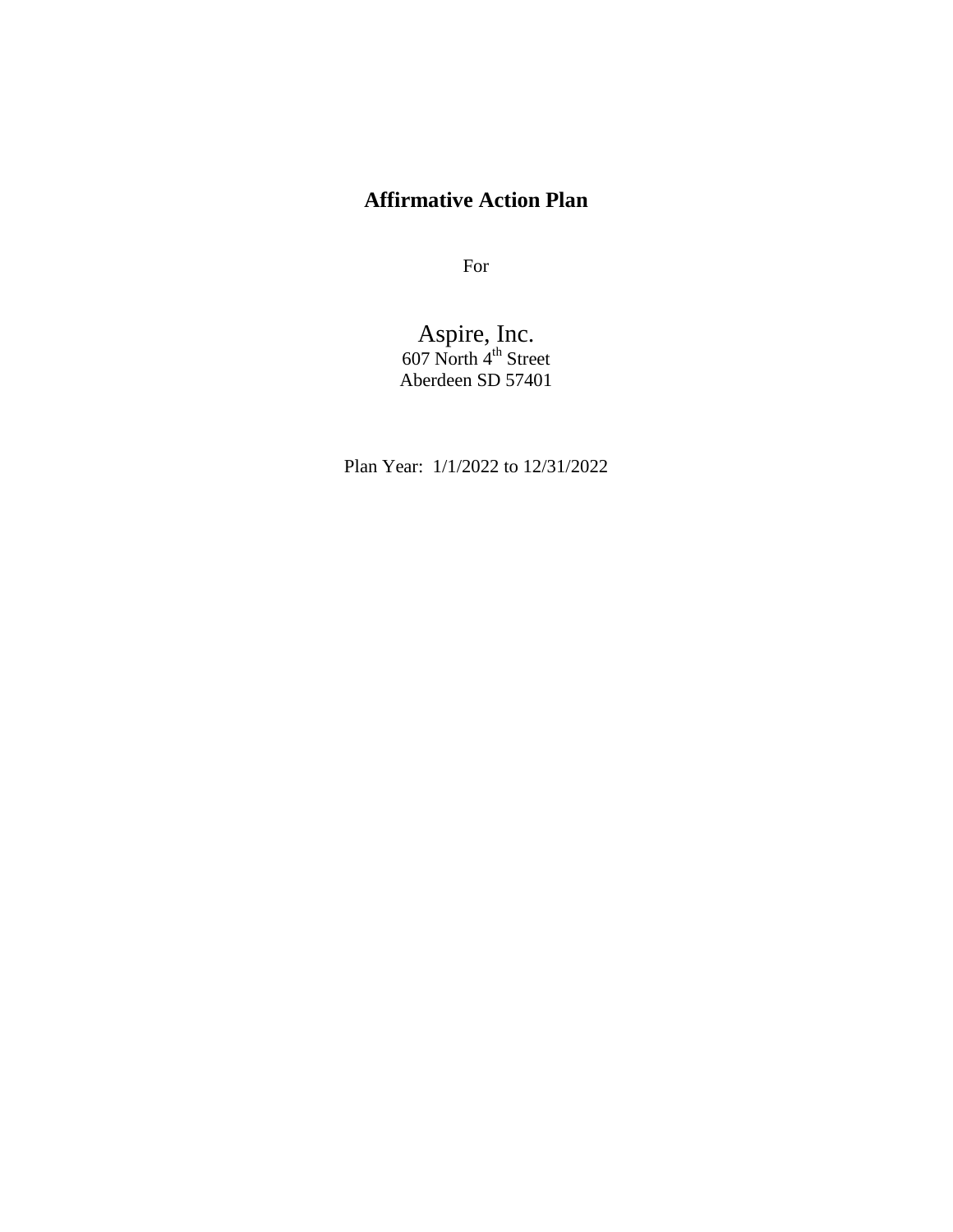# Affirmative Action Plan

For

Aspire, Inc.
607 North 4th Street
Aberdeen SD 57401

Plan Year: 1/1/2022 to 12/31/2022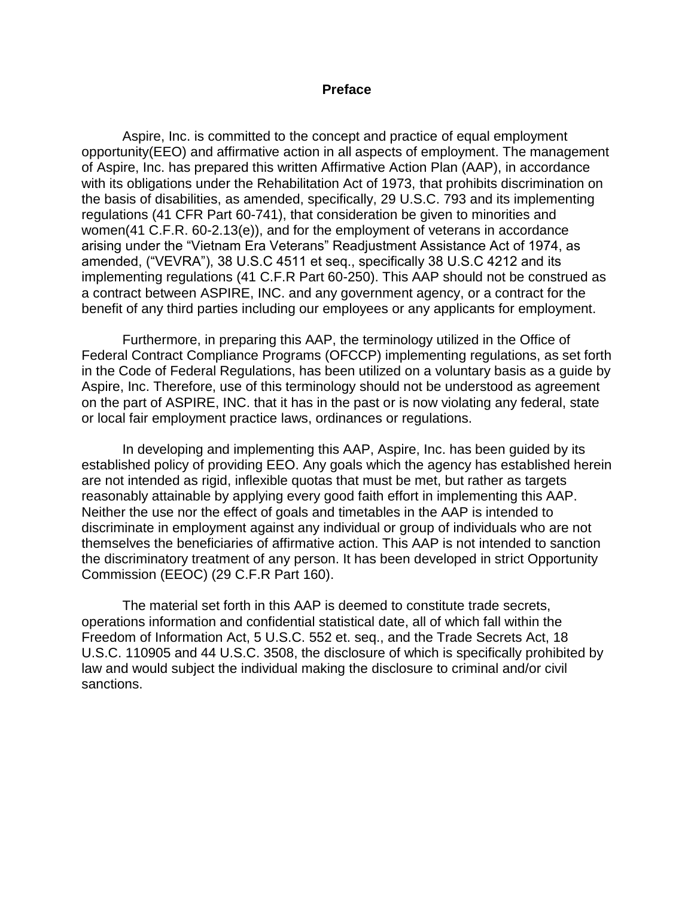# Preface

Aspire, Inc. is committed to the concept and practice of equal employment opportunity(EEO) and affirmative action in all aspects of employment. The management of Aspire, Inc. has prepared this written Affirmative Action Plan (AAP), in accordance with its obligations under the Rehabilitation Act of 1973, that prohibits discrimination on the basis of disabilities, as amended, specifically, 29 U.S.C. 793 and its implementing regulations (41 CFR Part 60-741), that consideration be given to minorities and women(41 C.F.R. 60-2.13(e)), and for the employment of veterans in accordance arising under the "Vietnam Era Veterans" Readjustment Assistance Act of 1974, as amended, ("VEVRA"), 38 U.S.C 4511 et seq., specifically 38 U.S.C 4212 and its implementing regulations (41 C.F.R Part 60-250). This AAP should not be construed as a contract between ASPIRE, INC. and any government agency, or a contract for the benefit of any third parties including our employees or any applicants for employment.

Furthermore, in preparing this AAP, the terminology utilized in the Office of Federal Contract Compliance Programs (OFCCP) implementing regulations, as set forth in the Code of Federal Regulations, has been utilized on a voluntary basis as a guide by Aspire, Inc. Therefore, use of this terminology should not be understood as agreement on the part of ASPIRE, INC. that it has in the past or is now violating any federal, state or local fair employment practice laws, ordinances or regulations.

In developing and implementing this AAP, Aspire, Inc. has been guided by its established policy of providing EEO. Any goals which the agency has established herein are not intended as rigid, inflexible quotas that must be met, but rather as targets reasonably attainable by applying every good faith effort in implementing this AAP. Neither the use nor the effect of goals and timetables in the AAP is intended to discriminate in employment against any individual or group of individuals who are not themselves the beneficiaries of affirmative action. This AAP is not intended to sanction the discriminatory treatment of any person. It has been developed in strict Opportunity Commission (EEOC) (29 C.F.R Part 160).

The material set forth in this AAP is deemed to constitute trade secrets, operations information and confidential statistical date, all of which fall within the Freedom of Information Act, 5 U.S.C. 552 et. seq., and the Trade Secrets Act, 18 U.S.C. 110905 and 44 U.S.C. 3508, the disclosure of which is specifically prohibited by law and would subject the individual making the disclosure to criminal and/or civil sanctions.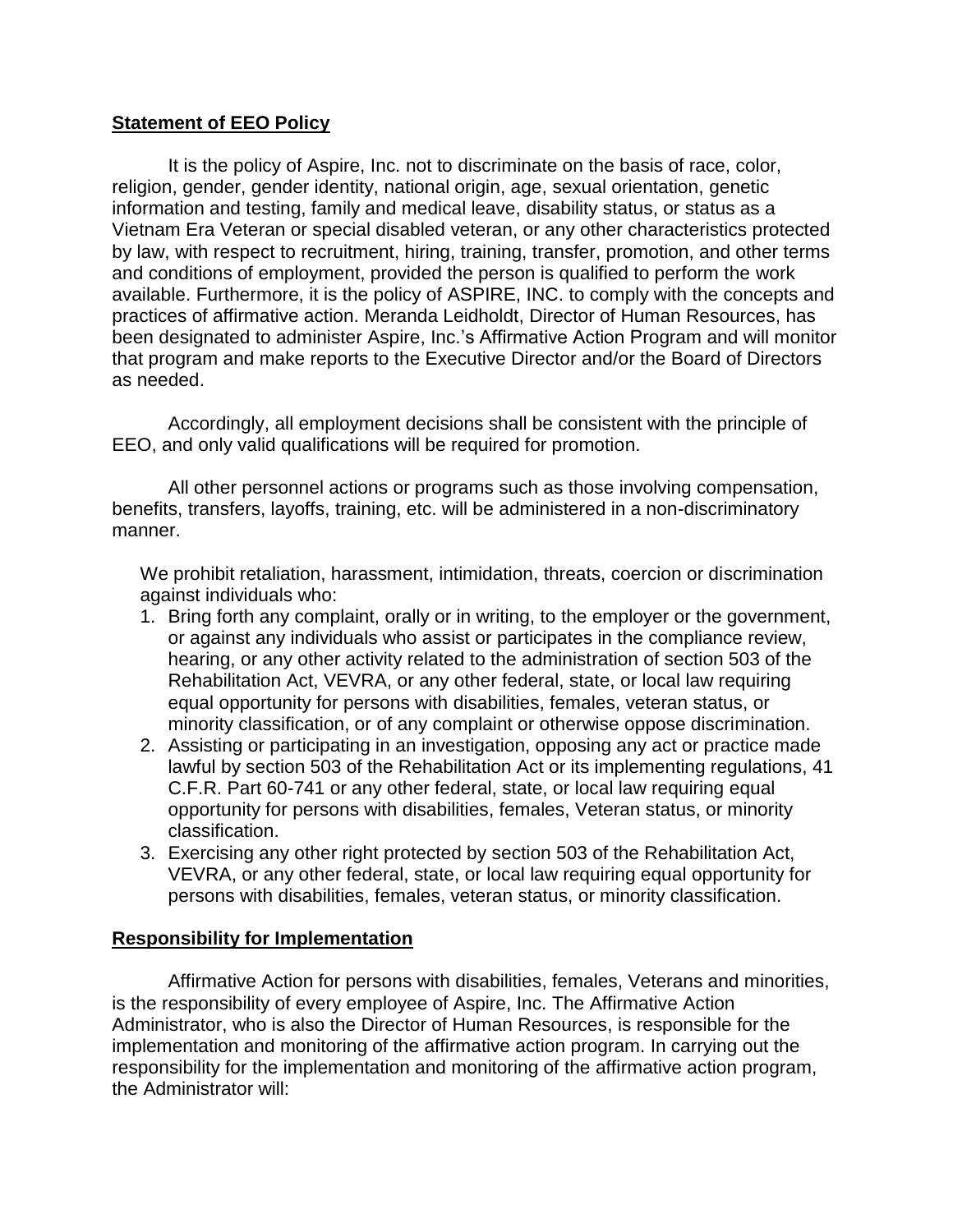**Statement of EEO Policy**

It is the policy of Aspire, Inc. not to discriminate on the basis of race, color, religion, gender, gender identity, national origin, age, sexual orientation, genetic information and testing, family and medical leave, disability status, or status as a Vietnam Era Veteran or special disabled veteran, or any other characteristics protected by law, with respect to recruitment, hiring, training, transfer, promotion, and other terms and conditions of employment, provided the person is qualified to perform the work available. Furthermore, it is the policy of ASPIRE, INC. to comply with the concepts and practices of affirmative action. Meranda Leidholdt, Director of Human Resources, has been designated to administer Aspire, Inc.'s Affirmative Action Program and will monitor that program and make reports to the Executive Director and/or the Board of Directors as needed.

Accordingly, all employment decisions shall be consistent with the principle of EEO, and only valid qualifications will be required for promotion.

All other personnel actions or programs such as those involving compensation, benefits, transfers, layoffs, training, etc. will be administered in a non-discriminatory manner.

We prohibit retaliation, harassment, intimidation, threats, coercion or discrimination against individuals who:

1. Bring forth any complaint, orally or in writing, to the employer or the government, or against any individuals who assist or participates in the compliance review, hearing, or any other activity related to the administration of section 503 of the Rehabilitation Act, VEVRA, or any other federal, state, or local law requiring equal opportunity for persons with disabilities, females, veteran status, or minority classification, or of any complaint or otherwise oppose discrimination.
2. Assisting or participating in an investigation, opposing any act or practice made lawful by section 503 of the Rehabilitation Act or its implementing regulations, 41 C.F.R. Part 60-741 or any other federal, state, or local law requiring equal opportunity for persons with disabilities, females, Veteran status, or minority classification.
3. Exercising any other right protected by section 503 of the Rehabilitation Act, VEVRA, or any other federal, state, or local law requiring equal opportunity for persons with disabilities, females, veteran status, or minority classification.

**Responsibility for Implementation**

Affirmative Action for persons with disabilities, females, Veterans and minorities, is the responsibility of every employee of Aspire, Inc. The Affirmative Action Administrator, who is also the Director of Human Resources, is responsible for the implementation and monitoring of the affirmative action program. In carrying out the responsibility for the implementation and monitoring of the affirmative action program, the Administrator will: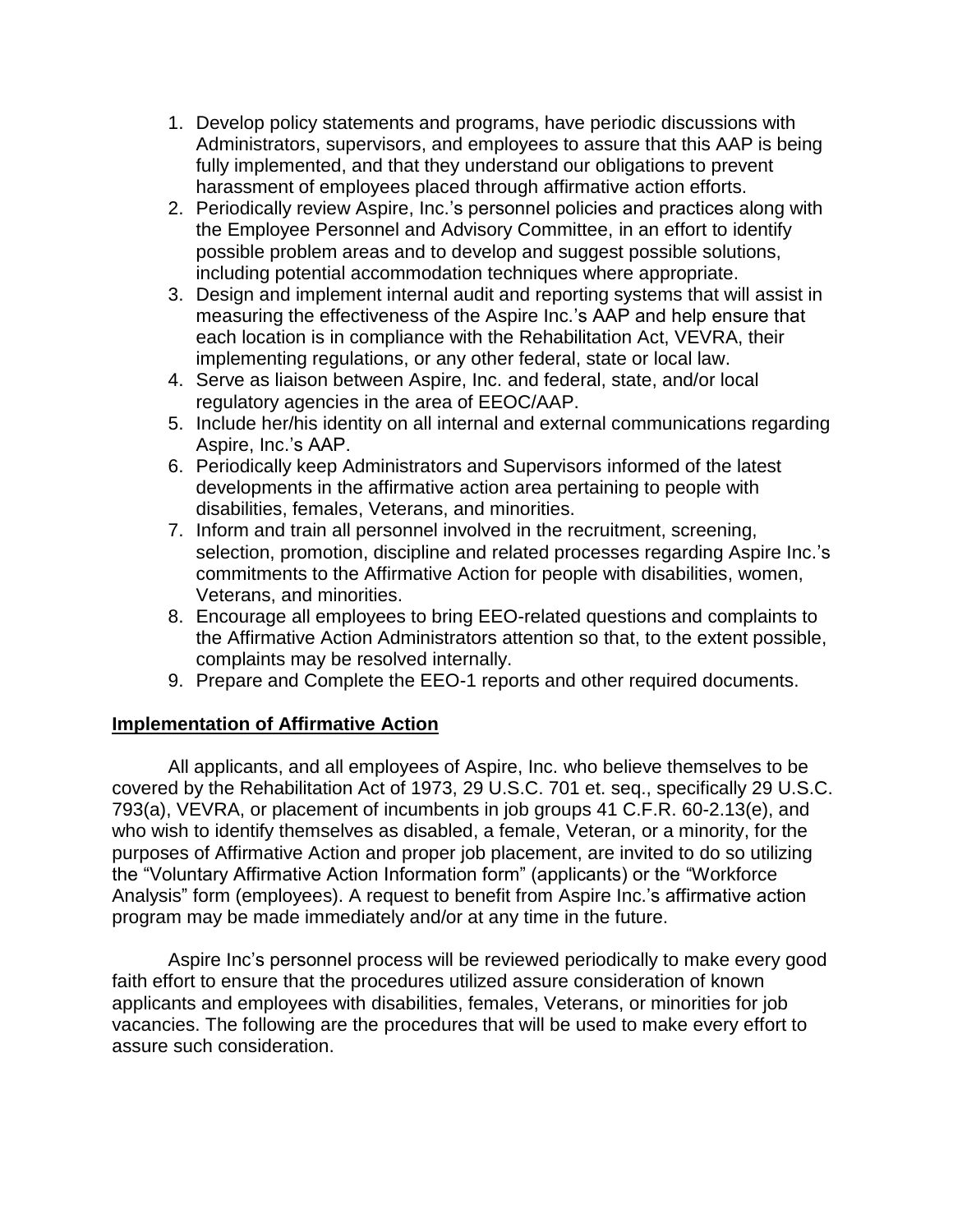1. Develop policy statements and programs, have periodic discussions with Administrators, supervisors, and employees to assure that this AAP is being fully implemented, and that they understand our obligations to prevent harassment of employees placed through affirmative action efforts.
2. Periodically review Aspire, Inc.'s personnel policies and practices along with the Employee Personnel and Advisory Committee, in an effort to identify possible problem areas and to develop and suggest possible solutions, including potential accommodation techniques where appropriate.
3. Design and implement internal audit and reporting systems that will assist in measuring the effectiveness of the Aspire Inc.'s AAP and help ensure that each location is in compliance with the Rehabilitation Act, VEVRA, their implementing regulations, or any other federal, state or local law.
4. Serve as liaison between Aspire, Inc. and federal, state, and/or local regulatory agencies in the area of EEOC/AAP.
5. Include her/his identity on all internal and external communications regarding Aspire, Inc.'s AAP.
6. Periodically keep Administrators and Supervisors informed of the latest developments in the affirmative action area pertaining to people with disabilities, females, Veterans, and minorities.
7. Inform and train all personnel involved in the recruitment, screening, selection, promotion, discipline and related processes regarding Aspire Inc.'s commitments to the Affirmative Action for people with disabilities, women, Veterans, and minorities.
8. Encourage all employees to bring EEO-related questions and complaints to the Affirmative Action Administrators attention so that, to the extent possible, complaints may be resolved internally.
9. Prepare and Complete the EEO-1 reports and other required documents.

**Implementation of Affirmative Action**

All applicants, and all employees of Aspire, Inc. who believe themselves to be covered by the Rehabilitation Act of 1973, 29 U.S.C. 701 et. seq., specifically 29 U.S.C. 793(a), VEVRA, or placement of incumbents in job groups 41 C.F.R. 60-2.13(e), and who wish to identify themselves as disabled, a female, Veteran, or a minority, for the purposes of Affirmative Action and proper job placement, are invited to do so utilizing the "Voluntary Affirmative Action Information form" (applicants) or the "Workforce Analysis" form (employees). A request to benefit from Aspire Inc.'s affirmative action program may be made immediately and/or at any time in the future.

Aspire Inc's personnel process will be reviewed periodically to make every good faith effort to ensure that the procedures utilized assure consideration of known applicants and employees with disabilities, females, Veterans, or minorities for job vacancies. The following are the procedures that will be used to make every effort to assure such consideration.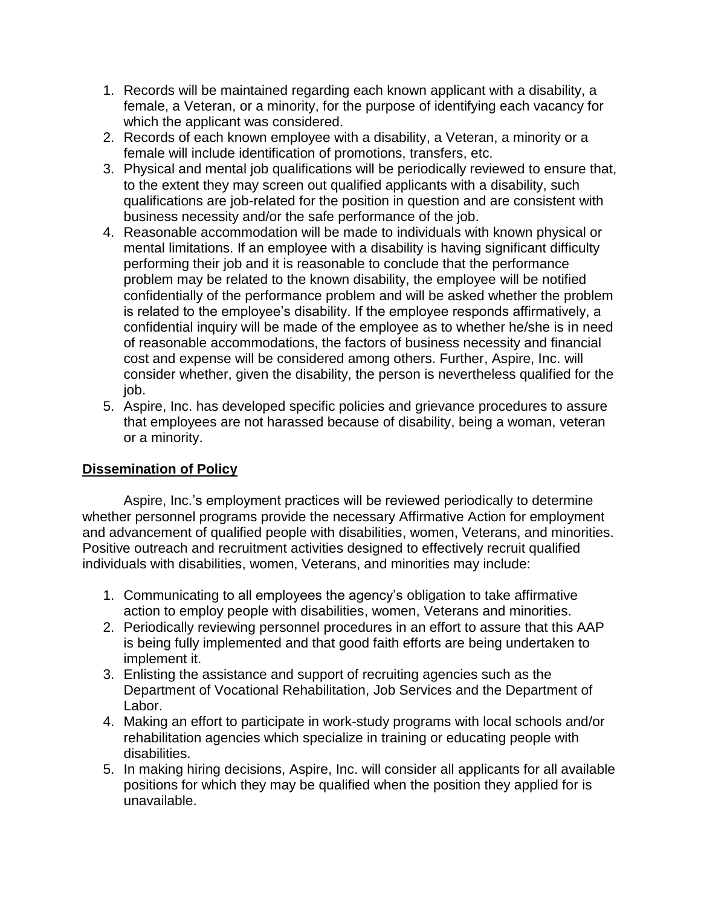1. Records will be maintained regarding each known applicant with a disability, a female, a Veteran, or a minority, for the purpose of identifying each vacancy for which the applicant was considered.
2. Records of each known employee with a disability, a Veteran, a minority or a female will include identification of promotions, transfers, etc.
3. Physical and mental job qualifications will be periodically reviewed to ensure that, to the extent they may screen out qualified applicants with a disability, such qualifications are job-related for the position in question and are consistent with business necessity and/or the safe performance of the job.
4. Reasonable accommodation will be made to individuals with known physical or mental limitations. If an employee with a disability is having significant difficulty performing their job and it is reasonable to conclude that the performance problem may be related to the known disability, the employee will be notified confidentially of the performance problem and will be asked whether the problem is related to the employee's disability. If the employee responds affirmatively, a confidential inquiry will be made of the employee as to whether he/she is in need of reasonable accommodations, the factors of business necessity and financial cost and expense will be considered among others. Further, Aspire, Inc. will consider whether, given the disability, the person is nevertheless qualified for the job.
5. Aspire, Inc. has developed specific policies and grievance procedures to assure that employees are not harassed because of disability, being a woman, veteran or a minority.

**Dissemination of Policy**

Aspire, Inc.'s employment practices will be reviewed periodically to determine whether personnel programs provide the necessary Affirmative Action for employment and advancement of qualified people with disabilities, women, Veterans, and minorities. Positive outreach and recruitment activities designed to effectively recruit qualified individuals with disabilities, women, Veterans, and minorities may include:

1. Communicating to all employees the agency's obligation to take affirmative action to employ people with disabilities, women, Veterans and minorities.
2. Periodically reviewing personnel procedures in an effort to assure that this AAP is being fully implemented and that good faith efforts are being undertaken to implement it.
3. Enlisting the assistance and support of recruiting agencies such as the Department of Vocational Rehabilitation, Job Services and the Department of Labor.
4. Making an effort to participate in work-study programs with local schools and/or rehabilitation agencies which specialize in training or educating people with disabilities.
5. In making hiring decisions, Aspire, Inc. will consider all applicants for all available positions for which they may be qualified when the position they applied for is unavailable.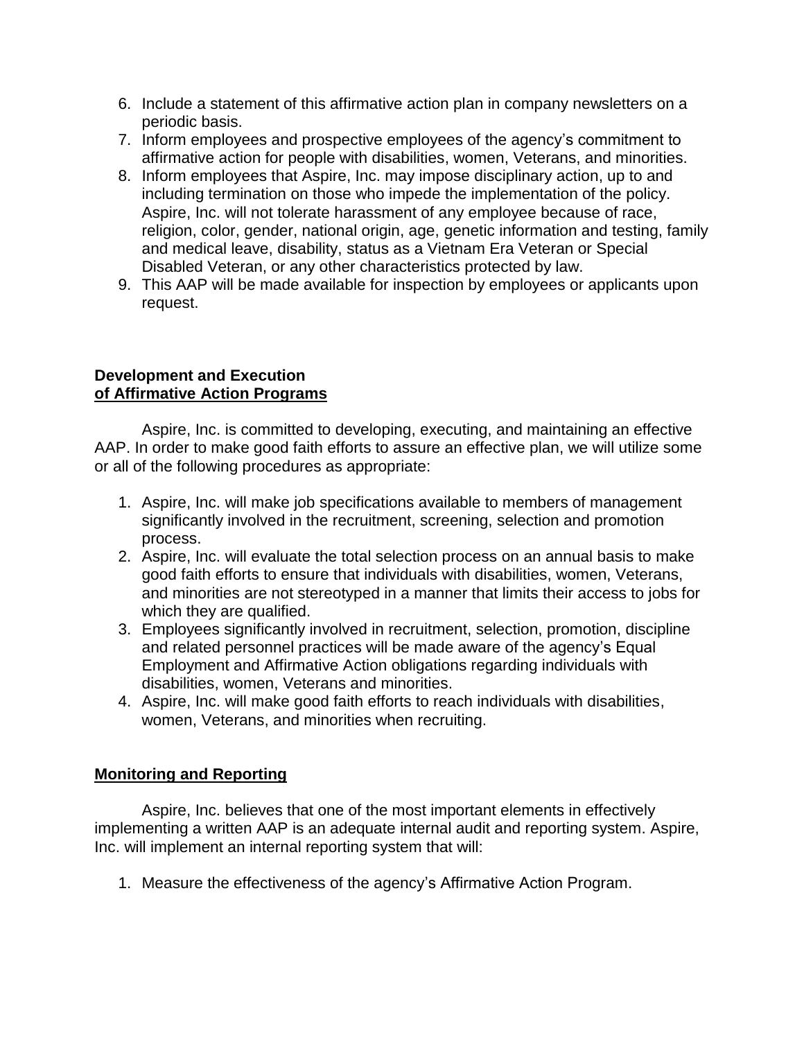6. Include a statement of this affirmative action plan in company newsletters on a periodic basis.
7. Inform employees and prospective employees of the agency's commitment to affirmative action for people with disabilities, women, Veterans, and minorities.
8. Inform employees that Aspire, Inc. may impose disciplinary action, up to and including termination on those who impede the implementation of the policy. Aspire, Inc. will not tolerate harassment of any employee because of race, religion, color, gender, national origin, age, genetic information and testing, family and medical leave, disability, status as a Vietnam Era Veteran or Special Disabled Veteran, or any other characteristics protected by law.
9. This AAP will be made available for inspection by employees or applicants upon request.

**Development and Execution**
**<u>of Affirmative Action Programs</u>**

Aspire, Inc. is committed to developing, executing, and maintaining an effective AAP. In order to make good faith efforts to assure an effective plan, we will utilize some or all of the following procedures as appropriate:

1. Aspire, Inc. will make job specifications available to members of management significantly involved in the recruitment, screening, selection and promotion process.
2. Aspire, Inc. will evaluate the total selection process on an annual basis to make good faith efforts to ensure that individuals with disabilities, women, Veterans, and minorities are not stereotyped in a manner that limits their access to jobs for which they are qualified.
3. Employees significantly involved in recruitment, selection, promotion, discipline and related personnel practices will be made aware of the agency's Equal Employment and Affirmative Action obligations regarding individuals with disabilities, women, Veterans and minorities.
4. Aspire, Inc. will make good faith efforts to reach individuals with disabilities, women, Veterans, and minorities when recruiting.

**<u>Monitoring and Reporting</u>**

Aspire, Inc. believes that one of the most important elements in effectively implementing a written AAP is an adequate internal audit and reporting system. Aspire, Inc. will implement an internal reporting system that will:

1. Measure the effectiveness of the agency's Affirmative Action Program.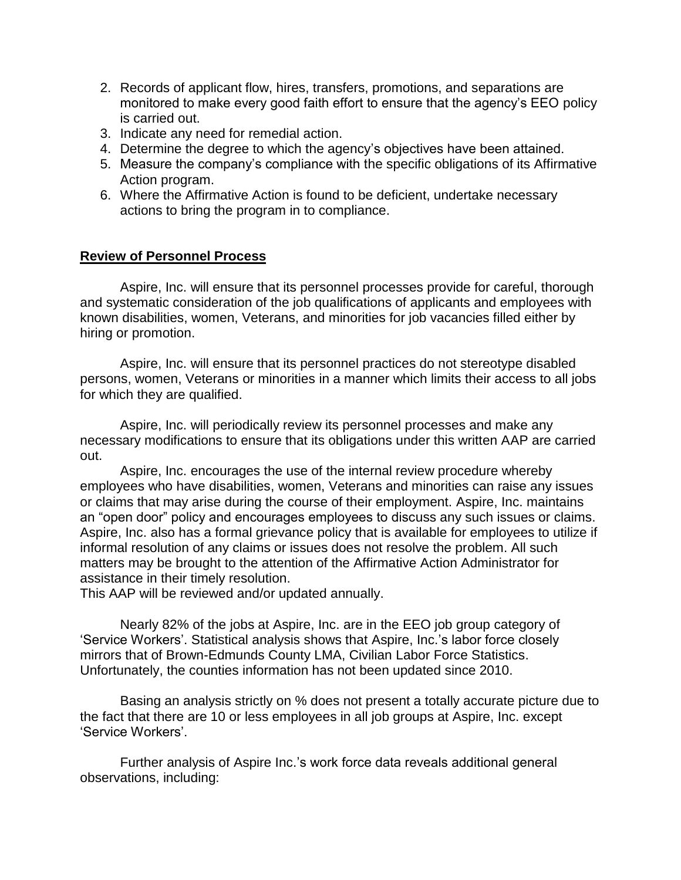2. Records of applicant flow, hires, transfers, promotions, and separations are monitored to make every good faith effort to ensure that the agency's EEO policy is carried out.
3. Indicate any need for remedial action.
4. Determine the degree to which the agency's objectives have been attained.
5. Measure the company's compliance with the specific obligations of its Affirmative Action program.
6. Where the Affirmative Action is found to be deficient, undertake necessary actions to bring the program in to compliance.

**Review of Personnel Process**

Aspire, Inc. will ensure that its personnel processes provide for careful, thorough and systematic consideration of the job qualifications of applicants and employees with known disabilities, women, Veterans, and minorities for job vacancies filled either by hiring or promotion.

Aspire, Inc. will ensure that its personnel practices do not stereotype disabled persons, women, Veterans or minorities in a manner which limits their access to all jobs for which they are qualified.

Aspire, Inc. will periodically review its personnel processes and make any necessary modifications to ensure that its obligations under this written AAP are carried out.

Aspire, Inc. encourages the use of the internal review procedure whereby employees who have disabilities, women, Veterans and minorities can raise any issues or claims that may arise during the course of their employment. Aspire, Inc. maintains an "open door" policy and encourages employees to discuss any such issues or claims. Aspire, Inc. also has a formal grievance policy that is available for employees to utilize if informal resolution of any claims or issues does not resolve the problem. All such matters may be brought to the attention of the Affirmative Action Administrator for assistance in their timely resolution.

This AAP will be reviewed and/or updated annually.

Nearly 82% of the jobs at Aspire, Inc. are in the EEO job group category of 'Service Workers'. Statistical analysis shows that Aspire, Inc.'s labor force closely mirrors that of Brown-Edmunds County LMA, Civilian Labor Force Statistics. Unfortunately, the counties information has not been updated since 2010.

Basing an analysis strictly on % does not present a totally accurate picture due to the fact that there are 10 or less employees in all job groups at Aspire, Inc. except 'Service Workers'.

Further analysis of Aspire Inc.'s work force data reveals additional general observations, including: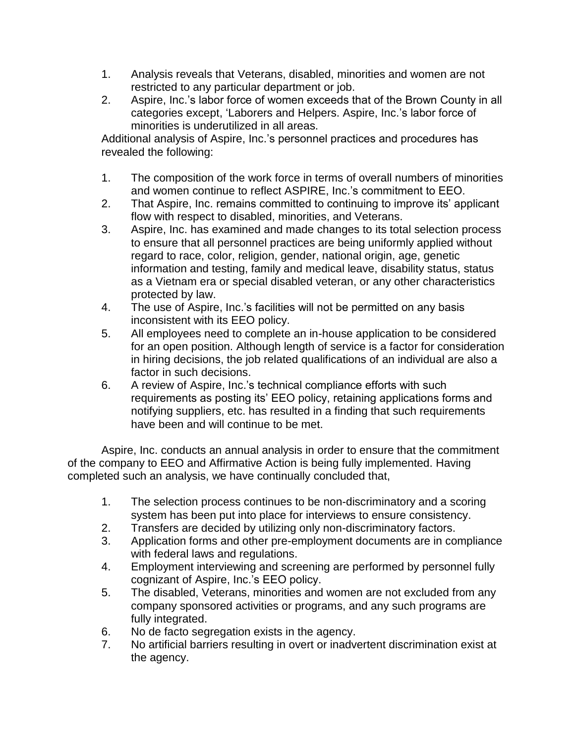1. Analysis reveals that Veterans, disabled, minorities and women are not restricted to any particular department or job.
2. Aspire, Inc.'s labor force of women exceeds that of the Brown County in all categories except, 'Laborers and Helpers. Aspire, Inc.'s labor force of minorities is underutilized in all areas.

Additional analysis of Aspire, Inc.'s personnel practices and procedures has revealed the following:

1. The composition of the work force in terms of overall numbers of minorities and women continue to reflect ASPIRE, Inc.'s commitment to EEO.
2. That Aspire, Inc. remains committed to continuing to improve its' applicant flow with respect to disabled, minorities, and Veterans.
3. Aspire, Inc. has examined and made changes to its total selection process to ensure that all personnel practices are being uniformly applied without regard to race, color, religion, gender, national origin, age, genetic information and testing, family and medical leave, disability status, status as a Vietnam era or special disabled veteran, or any other characteristics protected by law.
4. The use of Aspire, Inc.'s facilities will not be permitted on any basis inconsistent with its EEO policy.
5. All employees need to complete an in-house application to be considered for an open position. Although length of service is a factor for consideration in hiring decisions, the job related qualifications of an individual are also a factor in such decisions.
6. A review of Aspire, Inc.'s technical compliance efforts with such requirements as posting its' EEO policy, retaining applications forms and notifying suppliers, etc. has resulted in a finding that such requirements have been and will continue to be met.

Aspire, Inc. conducts an annual analysis in order to ensure that the commitment of the company to EEO and Affirmative Action is being fully implemented. Having completed such an analysis, we have continually concluded that,

1. The selection process continues to be non-discriminatory and a scoring system has been put into place for interviews to ensure consistency.
2. Transfers are decided by utilizing only non-discriminatory factors.
3. Application forms and other pre-employment documents are in compliance with federal laws and regulations.
4. Employment interviewing and screening are performed by personnel fully cognizant of Aspire, Inc.'s EEO policy.
5. The disabled, Veterans, minorities and women are not excluded from any company sponsored activities or programs, and any such programs are fully integrated.
6. No de facto segregation exists in the agency.
7. No artificial barriers resulting in overt or inadvertent discrimination exist at the agency.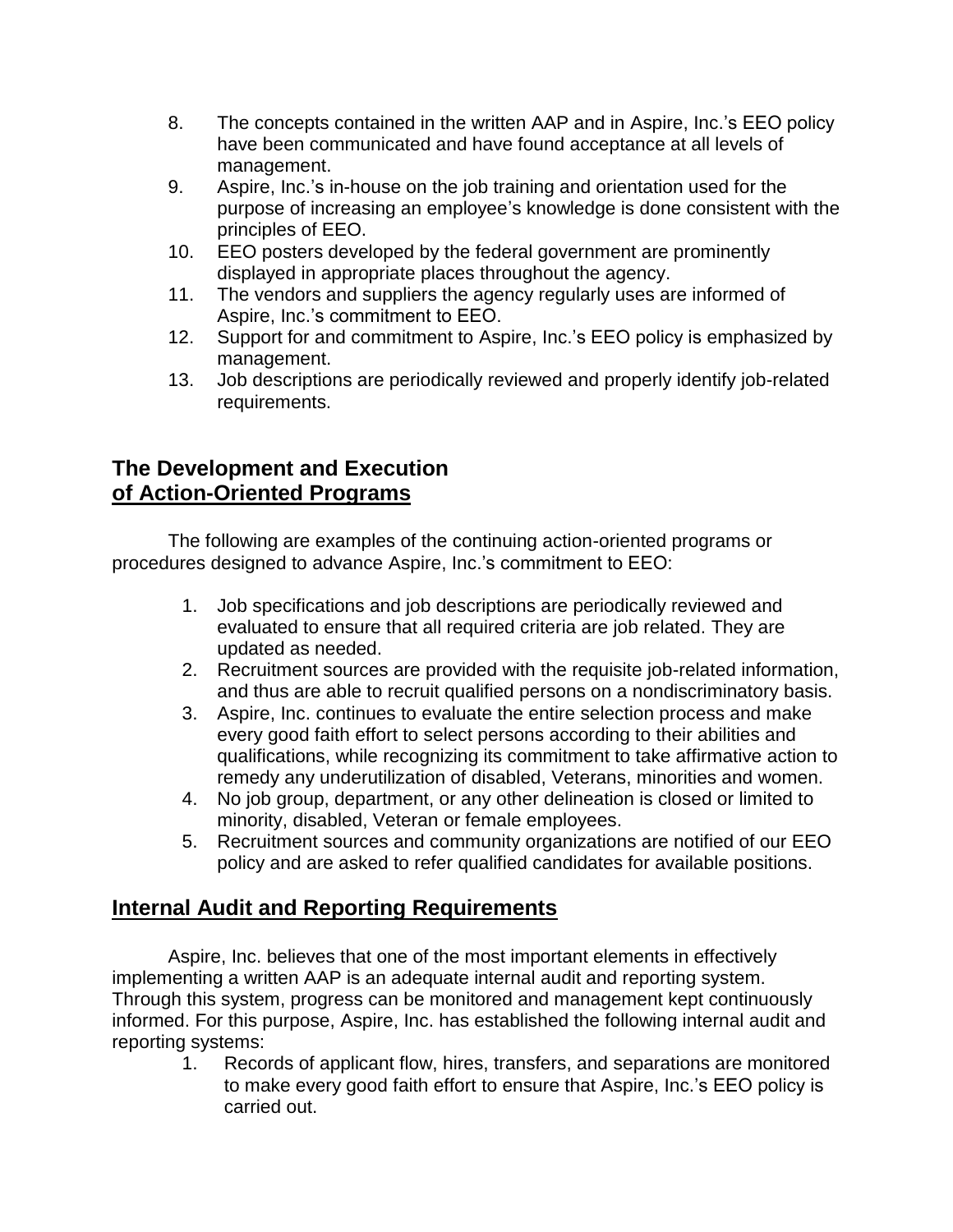8. The concepts contained in the written AAP and in Aspire, Inc.'s EEO policy have been communicated and have found acceptance at all levels of management.
9. Aspire, Inc.'s in-house on the job training and orientation used for the purpose of increasing an employee's knowledge is done consistent with the principles of EEO.
10. EEO posters developed by the federal government are prominently displayed in appropriate places throughout the agency.
11. The vendors and suppliers the agency regularly uses are informed of Aspire, Inc.'s commitment to EEO.
12. Support for and commitment to Aspire, Inc.'s EEO policy is emphasized by management.
13. Job descriptions are periodically reviewed and properly identify job-related requirements.

## The Development and Execution of Action-Oriented Programs

The following are examples of the continuing action-oriented programs or procedures designed to advance Aspire, Inc.'s commitment to EEO:

1. Job specifications and job descriptions are periodically reviewed and evaluated to ensure that all required criteria are job related. They are updated as needed.
2. Recruitment sources are provided with the requisite job-related information, and thus are able to recruit qualified persons on a nondiscriminatory basis.
3. Aspire, Inc. continues to evaluate the entire selection process and make every good faith effort to select persons according to their abilities and qualifications, while recognizing its commitment to take affirmative action to remedy any underutilization of disabled, Veterans, minorities and women.
4. No job group, department, or any other delineation is closed or limited to minority, disabled, Veteran or female employees.
5. Recruitment sources and community organizations are notified of our EEO policy and are asked to refer qualified candidates for available positions.

## Internal Audit and Reporting Requirements

Aspire, Inc. believes that one of the most important elements in effectively implementing a written AAP is an adequate internal audit and reporting system. Through this system, progress can be monitored and management kept continuously informed. For this purpose, Aspire, Inc. has established the following internal audit and reporting systems:

1. Records of applicant flow, hires, transfers, and separations are monitored to make every good faith effort to ensure that Aspire, Inc.'s EEO policy is carried out.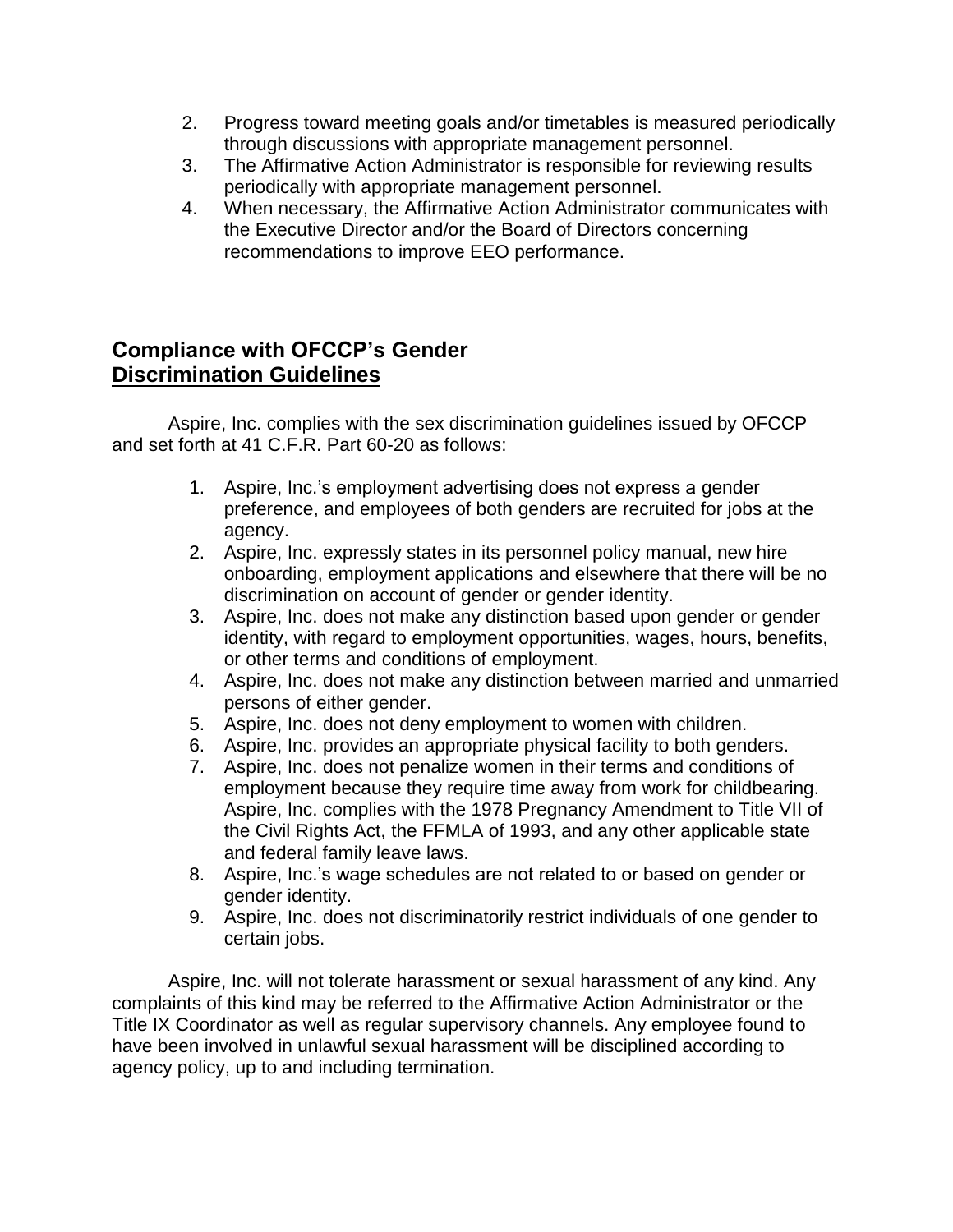2. Progress toward meeting goals and/or timetables is measured periodically through discussions with appropriate management personnel.
3. The Affirmative Action Administrator is responsible for reviewing results periodically with appropriate management personnel.
4. When necessary, the Affirmative Action Administrator communicates with the Executive Director and/or the Board of Directors concerning recommendations to improve EEO performance.

## Compliance with OFCCP's Gender <u>Discrimination Guidelines</u>

Aspire, Inc. complies with the sex discrimination guidelines issued by OFCCP and set forth at 41 C.F.R. Part 60-20 as follows:

1. Aspire, Inc.'s employment advertising does not express a gender preference, and employees of both genders are recruited for jobs at the agency.
2. Aspire, Inc. expressly states in its personnel policy manual, new hire onboarding, employment applications and elsewhere that there will be no discrimination on account of gender or gender identity.
3. Aspire, Inc. does not make any distinction based upon gender or gender identity, with regard to employment opportunities, wages, hours, benefits, or other terms and conditions of employment.
4. Aspire, Inc. does not make any distinction between married and unmarried persons of either gender.
5. Aspire, Inc. does not deny employment to women with children.
6. Aspire, Inc. provides an appropriate physical facility to both genders.
7. Aspire, Inc. does not penalize women in their terms and conditions of employment because they require time away from work for childbearing. Aspire, Inc. complies with the 1978 Pregnancy Amendment to Title VII of the Civil Rights Act, the FFMLA of 1993, and any other applicable state and federal family leave laws.
8. Aspire, Inc.'s wage schedules are not related to or based on gender or gender identity.
9. Aspire, Inc. does not discriminatorily restrict individuals of one gender to certain jobs.

Aspire, Inc. will not tolerate harassment or sexual harassment of any kind. Any complaints of this kind may be referred to the Affirmative Action Administrator or the Title IX Coordinator as well as regular supervisory channels. Any employee found to have been involved in unlawful sexual harassment will be disciplined according to agency policy, up to and including termination.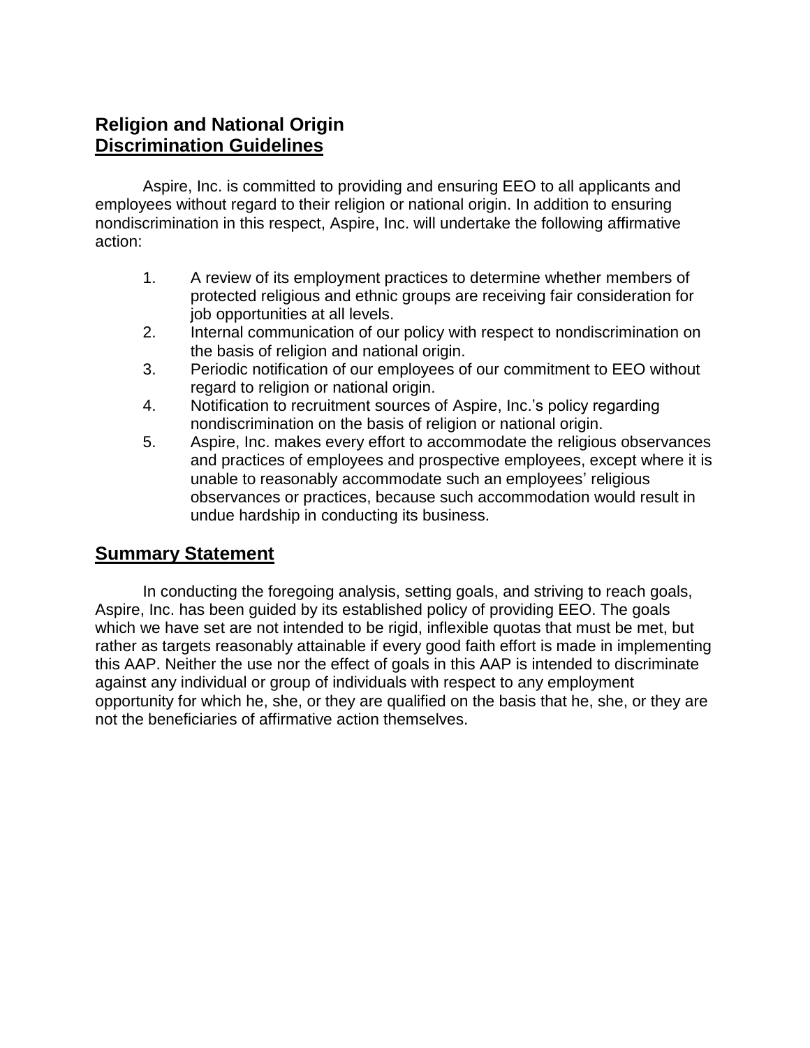## Religion and National Origin

## Discrimination Guidelines

Aspire, Inc. is committed to providing and ensuring EEO to all applicants and employees without regard to their religion or national origin. In addition to ensuring nondiscrimination in this respect, Aspire, Inc. will undertake the following affirmative action:

1. A review of its employment practices to determine whether members of protected religious and ethnic groups are receiving fair consideration for job opportunities at all levels.
2. Internal communication of our policy with respect to nondiscrimination on the basis of religion and national origin.
3. Periodic notification of our employees of our commitment to EEO without regard to religion or national origin.
4. Notification to recruitment sources of Aspire, Inc.'s policy regarding nondiscrimination on the basis of religion or national origin.
5. Aspire, Inc. makes every effort to accommodate the religious observances and practices of employees and prospective employees, except where it is unable to reasonably accommodate such an employees' religious observances or practices, because such accommodation would result in undue hardship in conducting its business.

## Summary Statement

In conducting the foregoing analysis, setting goals, and striving to reach goals, Aspire, Inc. has been guided by its established policy of providing EEO. The goals which we have set are not intended to be rigid, inflexible quotas that must be met, but rather as targets reasonably attainable if every good faith effort is made in implementing this AAP. Neither the use nor the effect of goals in this AAP is intended to discriminate against any individual or group of individuals with respect to any employment opportunity for which he, she, or they are qualified on the basis that he, she, or they are not the beneficiaries of affirmative action themselves.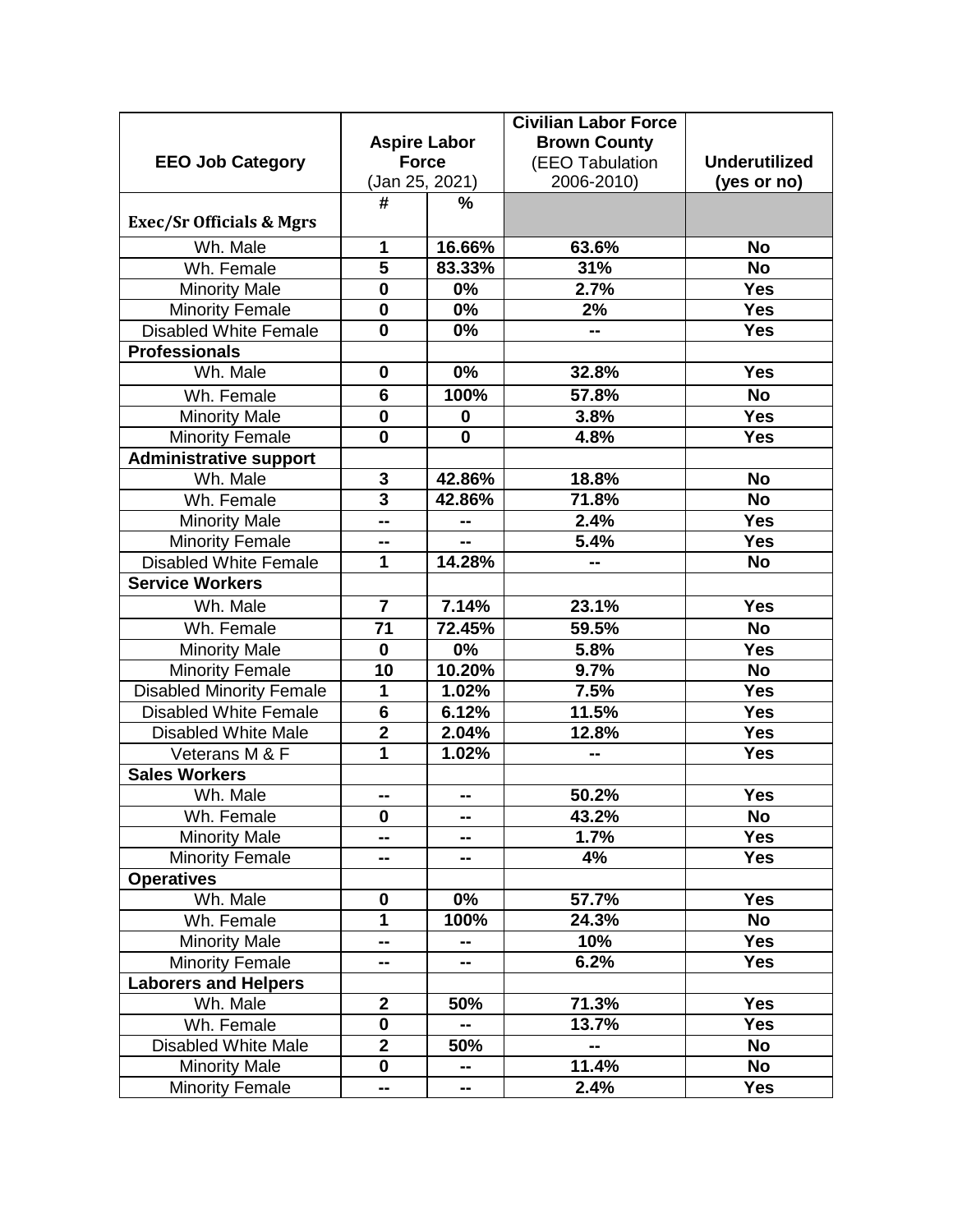| EEO Job Category | Aspire Labor Force (Jan 25, 2021) | | Civilian Labor Force Brown County (EEO Tabulation 2006-2010) | Underutilized (yes or no) |
|---|---|---|---|---|
| **Exec/Sr Officials & Mgrs** | **#** | **%** | | |
| Wh. Male | 1 | 16.66% | 63.6% | No |
| Wh. Female | 5 | 83.33% | 31% | No |
| Minority Male | 0 | 0% | 2.7% | Yes |
| Minority Female | 0 | 0% | 2% | Yes |
| Disabled White Female | 0 | 0% | -- | Yes |
| **Professionals** | | | | |
| Wh. Male | 0 | 0% | 32.8% | Yes |
| Wh. Female | 6 | 100% | 57.8% | No |
| Minority Male | 0 | 0 | 3.8% | Yes |
| Minority Female | 0 | 0 | 4.8% | Yes |
| **Administrative support** | | | | |
| Wh. Male | 3 | 42.86% | 18.8% | No |
| Wh. Female | 3 | 42.86% | 71.8% | No |
| Minority Male | -- | -- | 2.4% | Yes |
| Minority Female | -- | -- | 5.4% | Yes |
| Disabled White Female | 1 | 14.28% | -- | No |
| **Service Workers** | | | | |
| Wh. Male | 7 | 7.14% | 23.1% | Yes |
| Wh. Female | 71 | 72.45% | 59.5% | No |
| Minority Male | 0 | 0% | 5.8% | Yes |
| Minority Female | 10 | 10.20% | 9.7% | No |
| Disabled Minority Female | 1 | 1.02% | 7.5% | Yes |
| Disabled White Female | 6 | 6.12% | 11.5% | Yes |
| Disabled White Male | 2 | 2.04% | 12.8% | Yes |
| Veterans M & F | 1 | 1.02% | -- | Yes |
| **Sales Workers** | | | | |
| Wh. Male | -- | -- | 50.2% | Yes |
| Wh. Female | 0 | -- | 43.2% | No |
| Minority Male | -- | -- | 1.7% | Yes |
| Minority Female | -- | -- | 4% | Yes |
| **Operatives** | | | | |
| Wh. Male | 0 | 0% | 57.7% | Yes |
| Wh. Female | 1 | 100% | 24.3% | No |
| Minority Male | -- | -- | 10% | Yes |
| Minority Female | -- | -- | 6.2% | Yes |
| **Laborers and Helpers** | | | | |
| Wh. Male | 2 | 50% | 71.3% | Yes |
| Wh. Female | 0 | -- | 13.7% | Yes |
| Disabled White Male | 2 | 50% | -- | No |
| Minority Male | 0 | -- | 11.4% | No |
| Minority Female | -- | -- | 2.4% | Yes |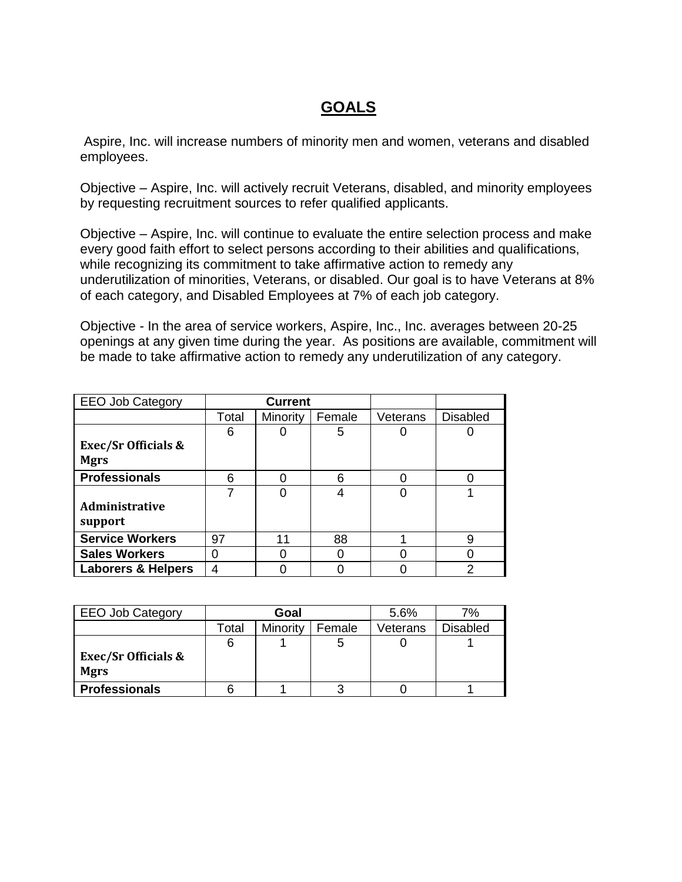# GOALS

Aspire, Inc. will increase numbers of minority men and women, veterans and disabled employees.

Objective – Aspire, Inc. will actively recruit Veterans, disabled, and minority employees by requesting recruitment sources to refer qualified applicants.

Objective – Aspire, Inc. will continue to evaluate the entire selection process and make every good faith effort to select persons according to their abilities and qualifications, while recognizing its commitment to take affirmative action to remedy any underutilization of minorities, Veterans, or disabled. Our goal is to have Veterans at 8% of each category, and Disabled Employees at 7% of each job category.

Objective - In the area of service workers, Aspire, Inc., Inc. averages between 20-25 openings at any given time during the year. As positions are available, commitment will be made to take affirmative action to remedy any underutilization of any category.

| EEO Job Category | Current | | | | |
|---|---|---|---|---|---|
| | Total | Minority | Female | Veterans | Disabled |
| **Exec/Sr Officials & Mgrs** | 6 | 0 | 5 | 0 | 0 |
| **Professionals** | 6 | 0 | 6 | 0 | 0 |
| **Administrative support** | 7 | 0 | 4 | 0 | 1 |
| **Service Workers** | 97 | 11 | 88 | 1 | 9 |
| **Sales Workers** | 0 | 0 | 0 | 0 | 0 |
| **Laborers & Helpers** | 4 | 0 | 0 | 0 | 2 |

| EEO Job Category | Goal | | | 5.6% | 7% |
|---|---|---|---|---|---|
| | Total | Minority | Female | Veterans | Disabled |
| **Exec/Sr Officials & Mgrs** | 6 | 1 | 5 | 0 | 1 |
| **Professionals** | 6 | 1 | 3 | 0 | 1 |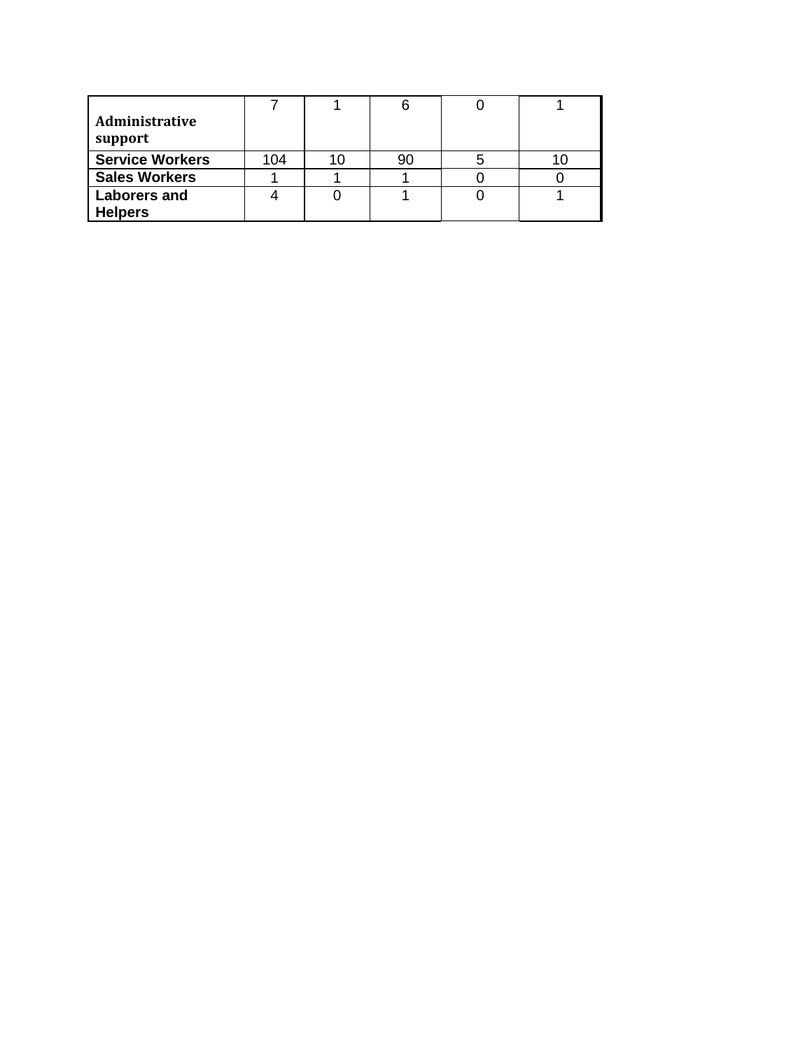| | | | | | |
|---|---|---|---|---|---|
| **Administrative support** | 7 | 1 | 6 | 0 | 1 |
| **Service Workers** | 104 | 10 | 90 | 5 | 10 |
| **Sales Workers** | 1 | 1 | 1 | 0 | 0 |
| **Laborers and Helpers** | 4 | 0 | 1 | 0 | 1 |